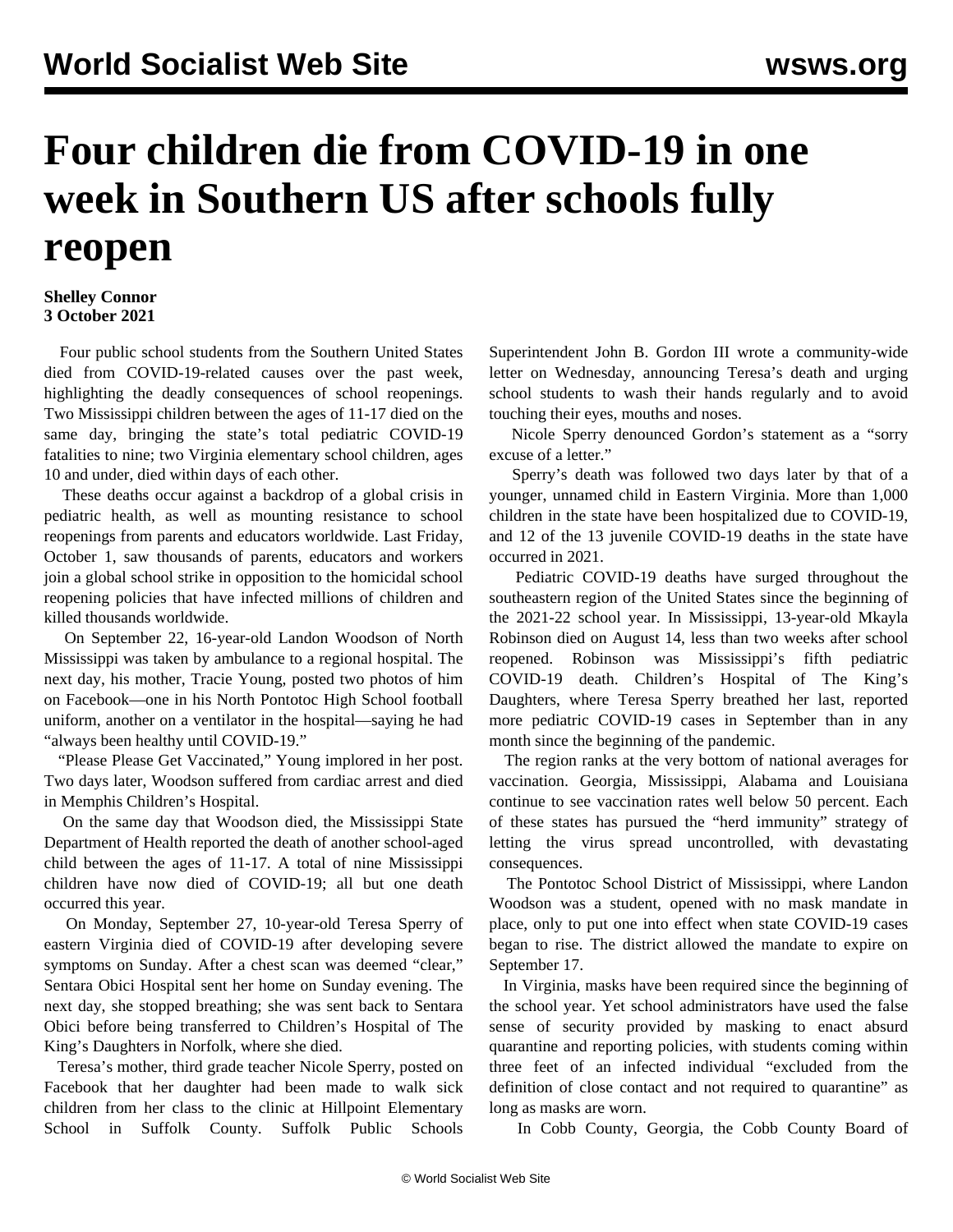# Four children die from COVID-19 in one week in Southern US after schools fully reopen

**Shelley Connor**
**3 October 2021**

Four public school students from the Southern United States died from COVID-19-related causes over the past week, highlighting the deadly consequences of school reopenings. Two Mississippi children between the ages of 11-17 died on the same day, bringing the state's total pediatric COVID-19 fatalities to nine; two Virginia elementary school children, ages 10 and under, died within days of each other.

These deaths occur against a backdrop of a global crisis in pediatric health, as well as mounting resistance to school reopenings from parents and educators worldwide. Last Friday, October 1, saw thousands of parents, educators and workers join a global school strike in opposition to the homicidal school reopening policies that have infected millions of children and killed thousands worldwide.

On September 22, 16-year-old Landon Woodson of North Mississippi was taken by ambulance to a regional hospital. The next day, his mother, Tracie Young, posted two photos of him on Facebook—one in his North Pontotoc High School football uniform, another on a ventilator in the hospital—saying he had "always been healthy until COVID-19."

"Please Please Get Vaccinated," Young implored in her post. Two days later, Woodson suffered from cardiac arrest and died in Memphis Children's Hospital.

On the same day that Woodson died, the Mississippi State Department of Health reported the death of another school-aged child between the ages of 11-17. A total of nine Mississippi children have now died of COVID-19; all but one death occurred this year.

On Monday, September 27, 10-year-old Teresa Sperry of eastern Virginia died of COVID-19 after developing severe symptoms on Sunday. After a chest scan was deemed "clear," Sentara Obici Hospital sent her home on Sunday evening. The next day, she stopped breathing; she was sent back to Sentara Obici before being transferred to Children's Hospital of The King's Daughters in Norfolk, where she died.

Teresa's mother, third grade teacher Nicole Sperry, posted on Facebook that her daughter had been made to walk sick children from her class to the clinic at Hillpoint Elementary School in Suffolk County. Suffolk Public Schools Superintendent John B. Gordon III wrote a community-wide letter on Wednesday, announcing Teresa's death and urging school students to wash their hands regularly and to avoid touching their eyes, mouths and noses.

Nicole Sperry denounced Gordon's statement as a "sorry excuse of a letter."

Sperry's death was followed two days later by that of a younger, unnamed child in Eastern Virginia. More than 1,000 children in the state have been hospitalized due to COVID-19, and 12 of the 13 juvenile COVID-19 deaths in the state have occurred in 2021.

Pediatric COVID-19 deaths have surged throughout the southeastern region of the United States since the beginning of the 2021-22 school year. In Mississippi, 13-year-old Mkayla Robinson died on August 14, less than two weeks after school reopened. Robinson was Mississippi's fifth pediatric COVID-19 death. Children's Hospital of The King's Daughters, where Teresa Sperry breathed her last, reported more pediatric COVID-19 cases in September than in any month since the beginning of the pandemic.

The region ranks at the very bottom of national averages for vaccination. Georgia, Mississippi, Alabama and Louisiana continue to see vaccination rates well below 50 percent. Each of these states has pursued the "herd immunity" strategy of letting the virus spread uncontrolled, with devastating consequences.

The Pontotoc School District of Mississippi, where Landon Woodson was a student, opened with no mask mandate in place, only to put one into effect when state COVID-19 cases began to rise. The district allowed the mandate to expire on September 17.

In Virginia, masks have been required since the beginning of the school year. Yet school administrators have used the false sense of security provided by masking to enact absurd quarantine and reporting policies, with students coming within three feet of an infected individual "excluded from the definition of close contact and not required to quarantine" as long as masks are worn.

In Cobb County, Georgia, the Cobb County Board of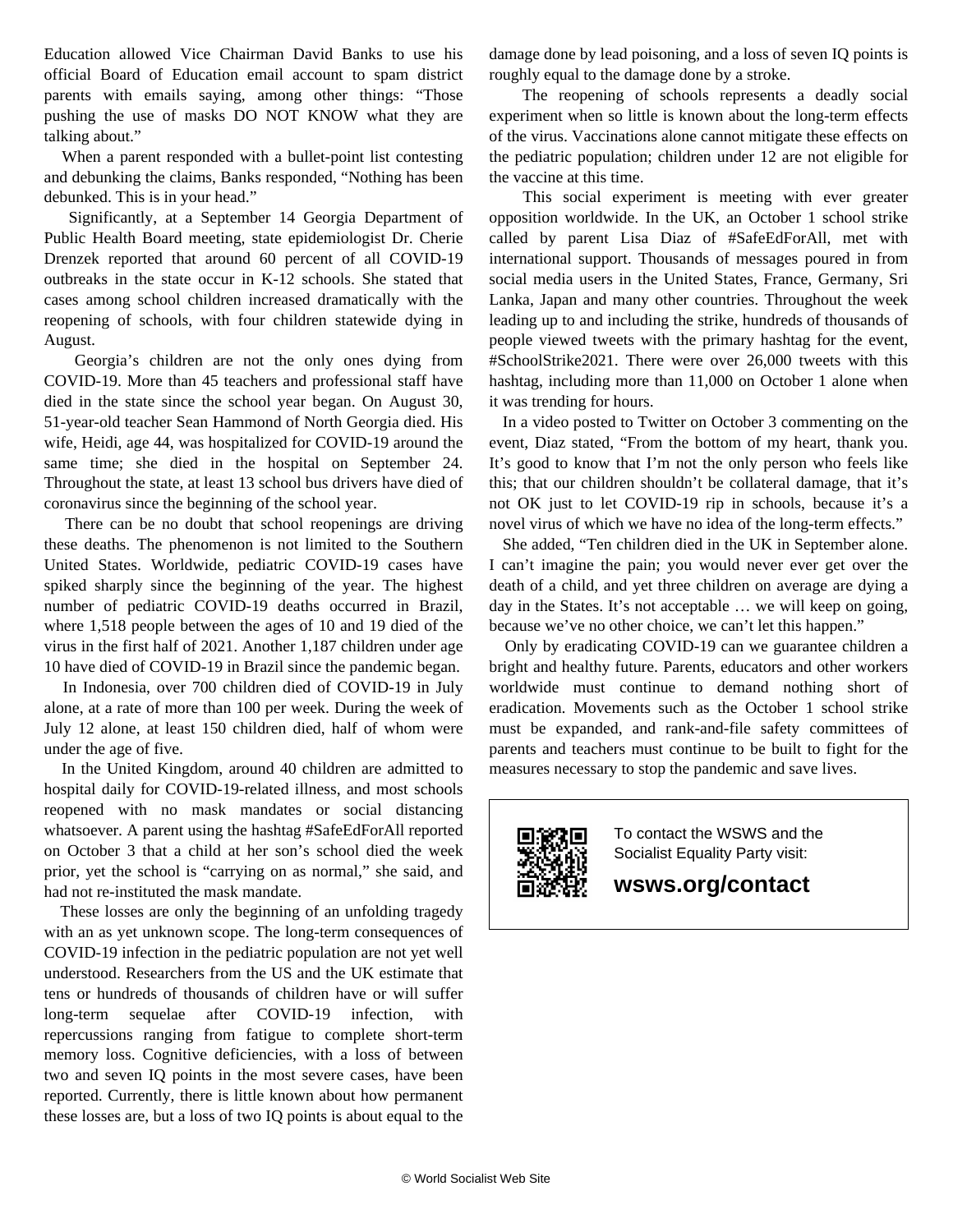Education allowed Vice Chairman David Banks to use his official Board of Education email account to spam district parents with emails saying, among other things: "Those pushing the use of masks DO NOT KNOW what they are talking about."

When a parent responded with a bullet-point list contesting and debunking the claims, Banks responded, "Nothing has been debunked. This is in your head."

Significantly, at a September 14 Georgia Department of Public Health Board meeting, state epidemiologist Dr. Cherie Drenzek reported that around 60 percent of all COVID-19 outbreaks in the state occur in K-12 schools. She stated that cases among school children increased dramatically with the reopening of schools, with four children statewide dying in August.

Georgia's children are not the only ones dying from COVID-19. More than 45 teachers and professional staff have died in the state since the school year began. On August 30, 51-year-old teacher Sean Hammond of North Georgia died. His wife, Heidi, age 44, was hospitalized for COVID-19 around the same time; she died in the hospital on September 24. Throughout the state, at least 13 school bus drivers have died of coronavirus since the beginning of the school year.

There can be no doubt that school reopenings are driving these deaths. The phenomenon is not limited to the Southern United States. Worldwide, pediatric COVID-19 cases have spiked sharply since the beginning of the year. The highest number of pediatric COVID-19 deaths occurred in Brazil, where 1,518 people between the ages of 10 and 19 died of the virus in the first half of 2021. Another 1,187 children under age 10 have died of COVID-19 in Brazil since the pandemic began.

In Indonesia, over 700 children died of COVID-19 in July alone, at a rate of more than 100 per week. During the week of July 12 alone, at least 150 children died, half of whom were under the age of five.

In the United Kingdom, around 40 children are admitted to hospital daily for COVID-19-related illness, and most schools reopened with no mask mandates or social distancing whatsoever. A parent using the hashtag #SafeEdForAll reported on October 3 that a child at her son's school died the week prior, yet the school is "carrying on as normal," she said, and had not re-instituted the mask mandate.

These losses are only the beginning of an unfolding tragedy with an as yet unknown scope. The long-term consequences of COVID-19 infection in the pediatric population are not yet well understood. Researchers from the US and the UK estimate that tens or hundreds of thousands of children have or will suffer long-term sequelae after COVID-19 infection, with repercussions ranging from fatigue to complete short-term memory loss. Cognitive deficiencies, with a loss of between two and seven IQ points in the most severe cases, have been reported. Currently, there is little known about how permanent these losses are, but a loss of two IQ points is about equal to the damage done by lead poisoning, and a loss of seven IQ points is roughly equal to the damage done by a stroke.

The reopening of schools represents a deadly social experiment when so little is known about the long-term effects of the virus. Vaccinations alone cannot mitigate these effects on the pediatric population; children under 12 are not eligible for the vaccine at this time.

This social experiment is meeting with ever greater opposition worldwide. In the UK, an October 1 school strike called by parent Lisa Diaz of #SafeEdForAll, met with international support. Thousands of messages poured in from social media users in the United States, France, Germany, Sri Lanka, Japan and many other countries. Throughout the week leading up to and including the strike, hundreds of thousands of people viewed tweets with the primary hashtag for the event, #SchoolStrike2021. There were over 26,000 tweets with this hashtag, including more than 11,000 on October 1 alone when it was trending for hours.

In a video posted to Twitter on October 3 commenting on the event, Diaz stated, "From the bottom of my heart, thank you. It's good to know that I'm not the only person who feels like this; that our children shouldn't be collateral damage, that it's not OK just to let COVID-19 rip in schools, because it's a novel virus of which we have no idea of the long-term effects."

She added, "Ten children died in the UK in September alone. I can't imagine the pain; you would never ever get over the death of a child, and yet three children on average are dying a day in the States. It's not acceptable … we will keep on going, because we've no other choice, we can't let this happen."

Only by eradicating COVID-19 can we guarantee children a bright and healthy future. Parents, educators and other workers worldwide must continue to demand nothing short of eradication. Movements such as the October 1 school strike must be expanded, and rank-and-file safety committees of parents and teachers must continue to be built to fight for the measures necessary to stop the pandemic and save lives.

To contact the WSWS and the Socialist Equality Party visit:

**wsws.org/contact**